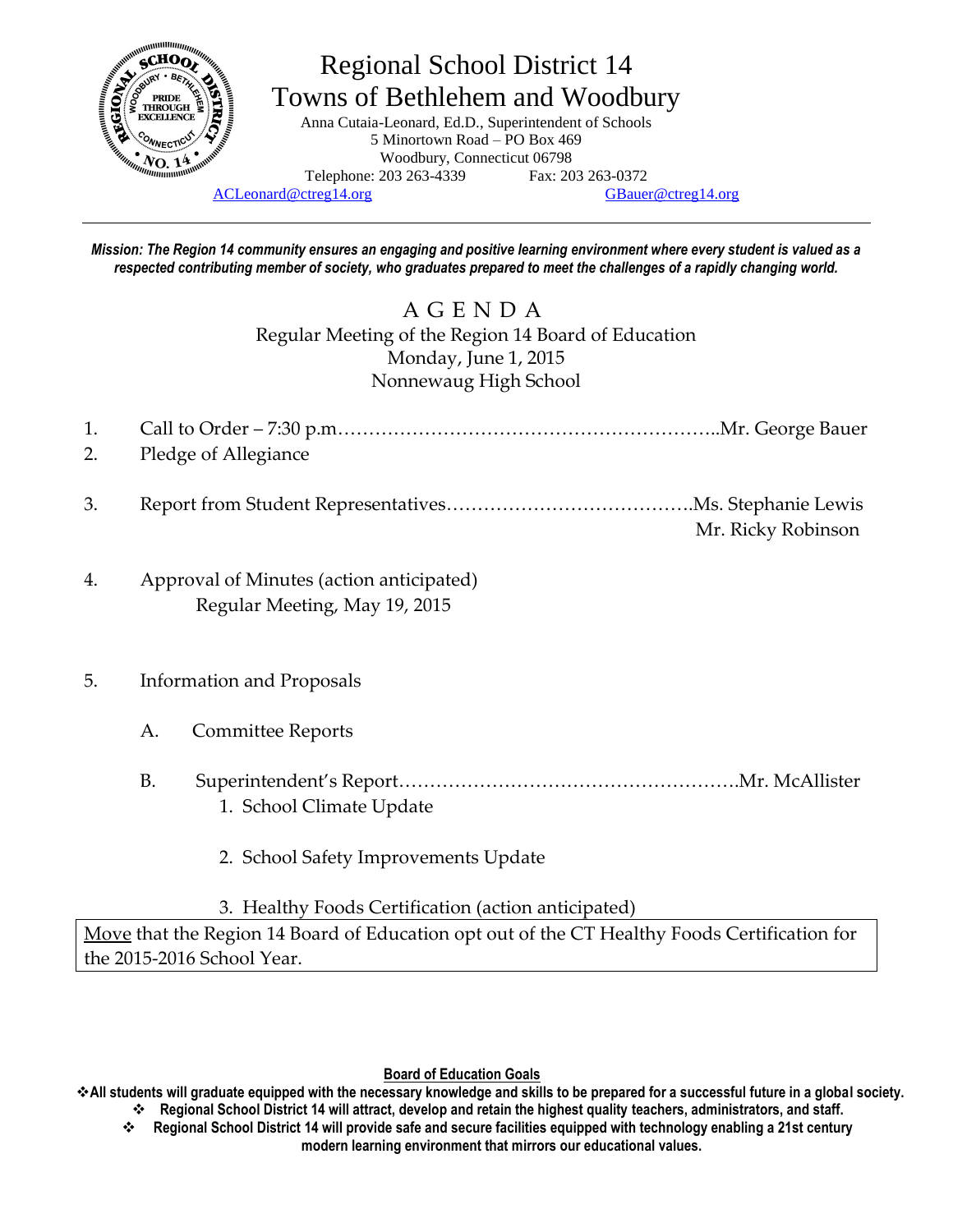# Regional School District 14
## Towns of Bethlehem and Woodbury

Anna Cutaia-Leonard, Ed.D., Superintendent of Schools
5 Minortown Road – PO Box 469
Woodbury, Connecticut 06798
Telephone: 203 263-4339 Fax: 203 263-0372
ACLeonard@ctreg14.org GBauer@ctreg14.org

---

***Mission: The Region 14 community ensures an engaging and positive learning environment where every student is valued as a respected contributing member of society, who graduates prepared to meet the challenges of a rapidly changing world.***

# A G E N D A

Regular Meeting of the Region 14 Board of Education
Monday, June 1, 2015
Nonnewaug High School

1. Call to Order – 7:30 p.m.……………………………………………………..Mr. George Bauer
2. Pledge of Allegiance

3. Report from Student Representatives…………………………………..Ms. Stephanie Lewis
   Mr. Ricky Robinson

4. Approval of Minutes (action anticipated)
   Regular Meeting, May 19, 2015

5. Information and Proposals

   A. Committee Reports

   B. Superintendent's Report……………………………………………….Mr. McAllister
      1. School Climate Update

      2. School Safety Improvements Update

      3. Healthy Foods Certification (action anticipated)

| <u>Move</u> that the Region 14 Board of Education opt out of the CT Healthy Foods Certification for the 2015-2016 School Year. |
|---|

**<u>Board of Education Goals</u>**

- **All students will graduate equipped with the necessary knowledge and skills to be prepared for a successful future in a global society.**
- **Regional School District 14 will attract, develop and retain the highest quality teachers, administrators, and staff.**
- **Regional School District 14 will provide safe and secure facilities equipped with technology enabling a 21st century modern learning environment that mirrors our educational values.**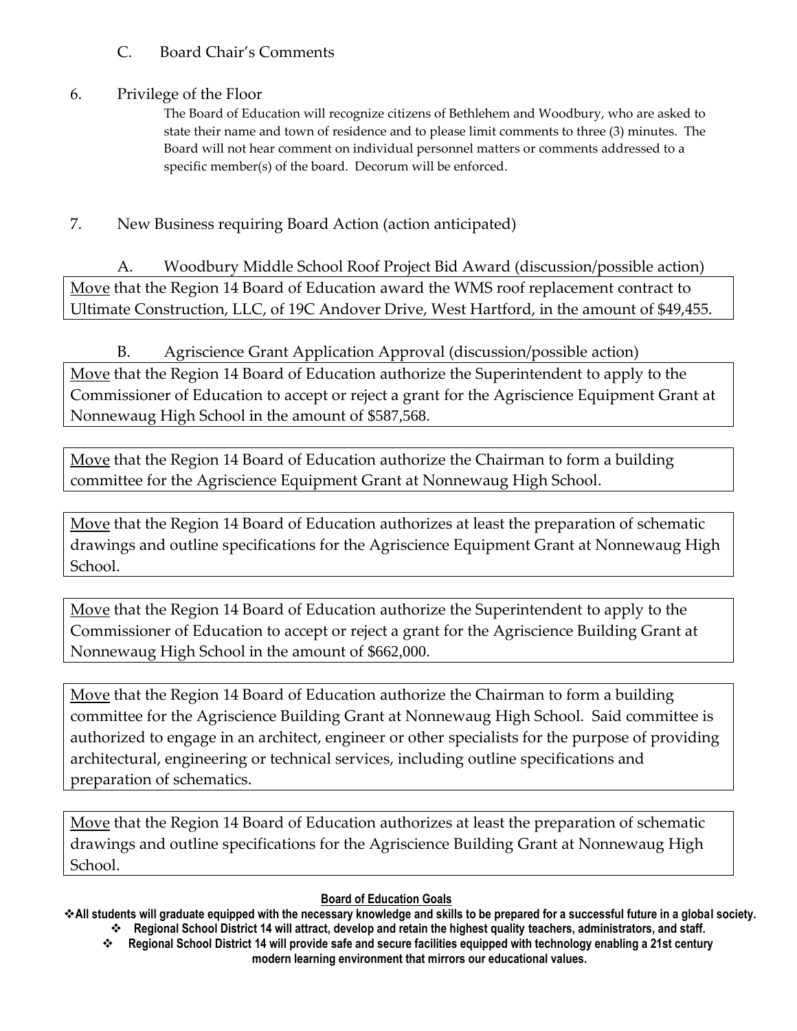C. Board Chair's Comments

6. Privilege of the Floor

   The Board of Education will recognize citizens of Bethlehem and Woodbury, who are asked to state their name and town of residence and to please limit comments to three (3) minutes. The Board will not hear comment on individual personnel matters or comments addressed to a specific member(s) of the board. Decorum will be enforced.

7. New Business requiring Board Action (action anticipated)

   A. Woodbury Middle School Roof Project Bid Award (discussion/possible action)

<u>Move</u> that the Region 14 Board of Education award the WMS roof replacement contract to Ultimate Construction, LLC, of 19C Andover Drive, West Hartford, in the amount of $49,455.

   B. Agriscience Grant Application Approval (discussion/possible action)

<u>Move</u> that the Region 14 Board of Education authorize the Superintendent to apply to the Commissioner of Education to accept or reject a grant for the Agriscience Equipment Grant at Nonnewaug High School in the amount of $587,568.

<u>Move</u> that the Region 14 Board of Education authorize the Chairman to form a building committee for the Agriscience Equipment Grant at Nonnewaug High School.

<u>Move</u> that the Region 14 Board of Education authorizes at least the preparation of schematic drawings and outline specifications for the Agriscience Equipment Grant at Nonnewaug High School.

<u>Move</u> that the Region 14 Board of Education authorize the Superintendent to apply to the Commissioner of Education to accept or reject a grant for the Agriscience Building Grant at Nonnewaug High School in the amount of $662,000.

<u>Move</u> that the Region 14 Board of Education authorize the Chairman to form a building committee for the Agriscience Building Grant at Nonnewaug High School. Said committee is authorized to engage in an architect, engineer or other specialists for the purpose of providing architectural, engineering or technical services, including outline specifications and preparation of schematics.

<u>Move</u> that the Region 14 Board of Education authorizes at least the preparation of schematic drawings and outline specifications for the Agriscience Building Grant at Nonnewaug High School.

**<u>Board of Education Goals</u>**

- **All students will graduate equipped with the necessary knowledge and skills to be prepared for a successful future in a global society.**
- **Regional School District 14 will attract, develop and retain the highest quality teachers, administrators, and staff.**
- **Regional School District 14 will provide safe and secure facilities equipped with technology enabling a 21st century modern learning environment that mirrors our educational values.**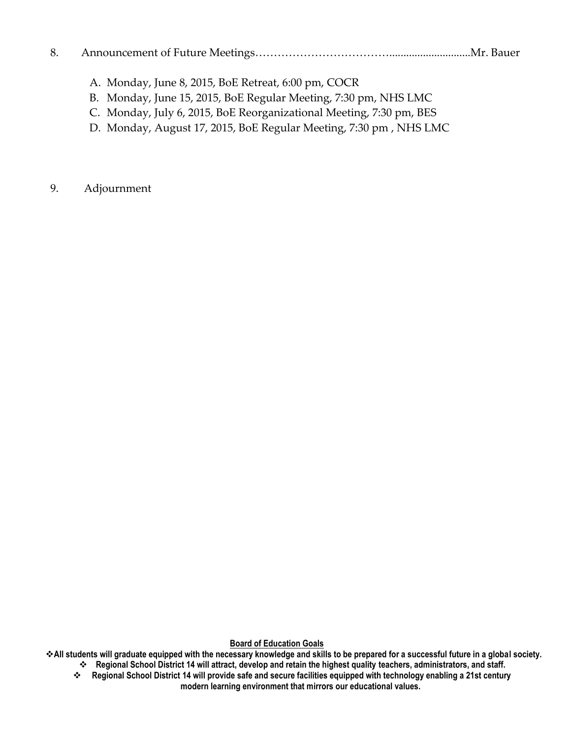8. Announcement of Future Meetings……………………………….............................Mr. Bauer

   A. Monday, June 8, 2015, BoE Retreat, 6:00 pm, COCR
   B. Monday, June 15, 2015, BoE Regular Meeting, 7:30 pm, NHS LMC
   C. Monday, July 6, 2015, BoE Reorganizational Meeting, 7:30 pm, BES
   D. Monday, August 17, 2015, BoE Regular Meeting, 7:30 pm , NHS LMC

9. Adjournment

**Board of Education Goals**

- **All students will graduate equipped with the necessary knowledge and skills to be prepared for a successful future in a global society.**
- **Regional School District 14 will attract, develop and retain the highest quality teachers, administrators, and staff.**
- **Regional School District 14 will provide safe and secure facilities equipped with technology enabling a 21st century modern learning environment that mirrors our educational values.**